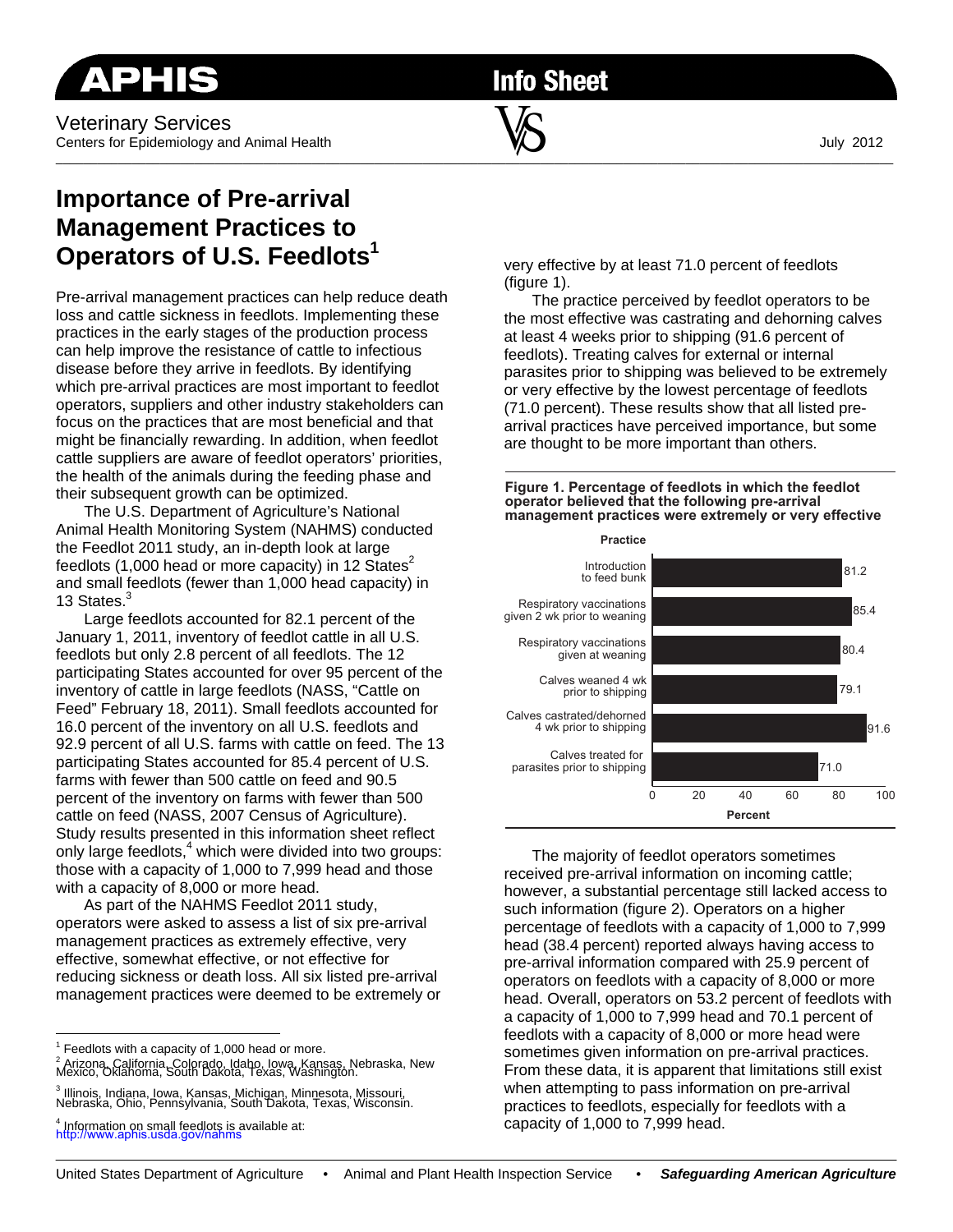# APHIS Info Sheet

Veterinary Services
Centers for Epidemiology and Animal Health

July 2012

## Importance of Pre-arrival Management Practices to Operators of U.S. Feedlots[1]

Pre-arrival management practices can help reduce death loss and cattle sickness in feedlots. Implementing these practices in the early stages of the production process can help improve the resistance of cattle to infectious disease before they arrive in feedlots. By identifying which pre-arrival practices are most important to feedlot operators, suppliers and other industry stakeholders can focus on the practices that are most beneficial and that might be financially rewarding. In addition, when feedlot cattle suppliers are aware of feedlot operators' priorities, the health of the animals during the feeding phase and their subsequent growth can be optimized.

The U.S. Department of Agriculture's National Animal Health Monitoring System (NAHMS) conducted the Feedlot 2011 study, an in-depth look at large feedlots (1,000 head or more capacity) in 12 States[2] and small feedlots (fewer than 1,000 head capacity) in 13 States.[3]

Large feedlots accounted for 82.1 percent of the January 1, 2011, inventory of feedlot cattle in all U.S. feedlots but only 2.8 percent of all feedlots. The 12 participating States accounted for over 95 percent of the inventory of cattle in large feedlots (NASS, "Cattle on Feed" February 18, 2011). Small feedlots accounted for 16.0 percent of the inventory on all U.S. feedlots and 92.9 percent of all U.S. farms with cattle on feed. The 13 participating States accounted for 85.4 percent of U.S. farms with fewer than 500 cattle on feed and 90.5 percent of the inventory on farms with fewer than 500 cattle on feed (NASS, 2007 Census of Agriculture). Study results presented in this information sheet reflect only large feedlots,[4] which were divided into two groups: those with a capacity of 1,000 to 7,999 head and those with a capacity of 8,000 or more head.

As part of the NAHMS Feedlot 2011 study, operators were asked to assess a list of six pre-arrival management practices as extremely effective, very effective, somewhat effective, or not effective for reducing sickness or death loss. All six listed pre-arrival management practices were deemed to be extremely or very effective by at least 71.0 percent of feedlots (figure 1).

The practice perceived by feedlot operators to be the most effective was castrating and dehorning calves at least 4 weeks prior to shipping (91.6 percent of feedlots). Treating calves for external or internal parasites prior to shipping was believed to be extremely or very effective by the lowest percentage of feedlots (71.0 percent). These results show that all listed pre-arrival practices have perceived importance, but some are thought to be more important than others.

**Figure 1. Percentage of feedlots in which the feedlot operator believed that the following pre-arrival management practices were extremely or very effective**

| Practice | Percent |
|---|---|
| Introduction to feed bunk | 81.2 |
| Respiratory vaccinations given 2 wk prior to weaning | 85.4 |
| Respiratory vaccinations given at weaning | 80.4 |
| Calves weaned 4 wk prior to shipping | 79.1 |
| Calves castrated/dehorned 4 wk prior to shipping | 91.6 |
| Calves treated for parasites prior to shipping | 71.0 |

The majority of feedlot operators sometimes received pre-arrival information on incoming cattle; however, a substantial percentage still lacked access to such information (figure 2). Operators on a higher percentage of feedlots with a capacity of 1,000 to 7,999 head (38.4 percent) reported always having access to pre-arrival information compared with 25.9 percent of operators on feedlots with a capacity of 8,000 or more head. Overall, operators on 53.2 percent of feedlots with a capacity of 1,000 to 7,999 head and 70.1 percent of feedlots with a capacity of 8,000 or more head were sometimes given information on pre-arrival practices. From these data, it is apparent that limitations still exist when attempting to pass information on pre-arrival practices to feedlots, especially for feedlots with a capacity of 1,000 to 7,999 head.

---

[1] Feedlots with a capacity of 1,000 head or more.

[2] Arizona, California, Colorado, Idaho, Iowa, Kansas, Nebraska, New Mexico, Oklahoma, South Dakota, Texas, Washington.

[3] Illinois, Indiana, Iowa, Kansas, Michigan, Minnesota, Missouri, Nebraska, Ohio, Pennsylvania, South Dakota, Texas, Wisconsin.

[4] Information on small feedlots is available at: http://www.aphis.usda.gov/nahms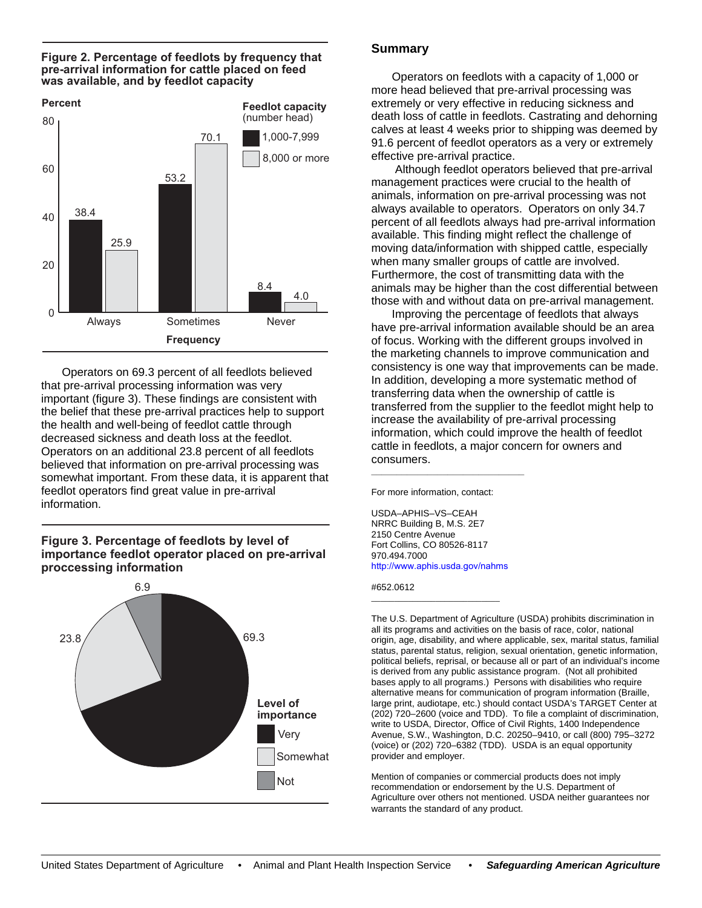**Figure 2. Percentage of feedlots by frequency that pre-arrival information for cattle placed on feed was available, and by feedlot capacity**

Percent

Feedlot capacity (number head)

1,000-7,999

8,000 or more

80

60

40

20

0

38.4

25.9

53.2

70.1

8.4

4.0

Always

Sometimes

Never

Frequency

Operators on 69.3 percent of all feedlots believed that pre-arrival processing information was very important (figure 3). These findings are consistent with the belief that these pre-arrival practices help to support the health and well-being of feedlot cattle through decreased sickness and death loss at the feedlot. Operators on an additional 23.8 percent of all feedlots believed that information on pre-arrival processing was somewhat important. From these data, it is apparent that feedlot operators find great value in pre-arrival information.

**Figure 3. Percentage of feedlots by level of importance feedlot operator placed on pre-arrival proccessing information**

6.9

23.8

69.3

Level of importance

Very

Somewhat

Not

## Summary

Operators on feedlots with a capacity of 1,000 or more head believed that pre-arrival processing was extremely or very effective in reducing sickness and death loss of cattle in feedlots. Castrating and dehorning calves at least 4 weeks prior to shipping was deemed by 91.6 percent of feedlot operators as a very or extremely effective pre-arrival practice.

Although feedlot operators believed that pre-arrival management practices were crucial to the health of animals, information on pre-arrival processing was not always available to operators. Operators on only 34.7 percent of all feedlots always had pre-arrival information available. This finding might reflect the challenge of moving data/information with shipped cattle, especially when many smaller groups of cattle are involved. Furthermore, the cost of transmitting data with the animals may be higher than the cost differential between those with and without data on pre-arrival management.

Improving the percentage of feedlots that always have pre-arrival information available should be an area of focus. Working with the different groups involved in the marketing channels to improve communication and consistency is one way that improvements can be made. In addition, developing a more systematic method of transferring data when the ownership of cattle is transferred from the supplier to the feedlot might help to increase the availability of pre-arrival processing information, which could improve the health of feedlot cattle in feedlots, a major concern for owners and consumers.

---

For more information, contact:

USDA–APHIS–VS–CEAH
NRRC Building B, M.S. 2E7
2150 Centre Avenue
Fort Collins, CO 80526-8117
970.494.7000
http://www.aphis.usda.gov/nahms

#652.0612

---

The U.S. Department of Agriculture (USDA) prohibits discrimination in all its programs and activities on the basis of race, color, national origin, age, disability, and where applicable, sex, marital status, familial status, parental status, religion, sexual orientation, genetic information, political beliefs, reprisal, or because all or part of an individual's income is derived from any public assistance program. (Not all prohibited bases apply to all programs.) Persons with disabilities who require alternative means for communication of program information (Braille, large print, audiotape, etc.) should contact USDA's TARGET Center at (202) 720–2600 (voice and TDD). To file a complaint of discrimination, write to USDA, Director, Office of Civil Rights, 1400 Independence Avenue, S.W., Washington, D.C. 20250–9410, or call (800) 795–3272 (voice) or (202) 720–6382 (TDD). USDA is an equal opportunity provider and employer.

Mention of companies or commercial products does not imply recommendation or endorsement by the U.S. Department of Agriculture over others not mentioned. USDA neither guarantees nor warrants the standard of any product.